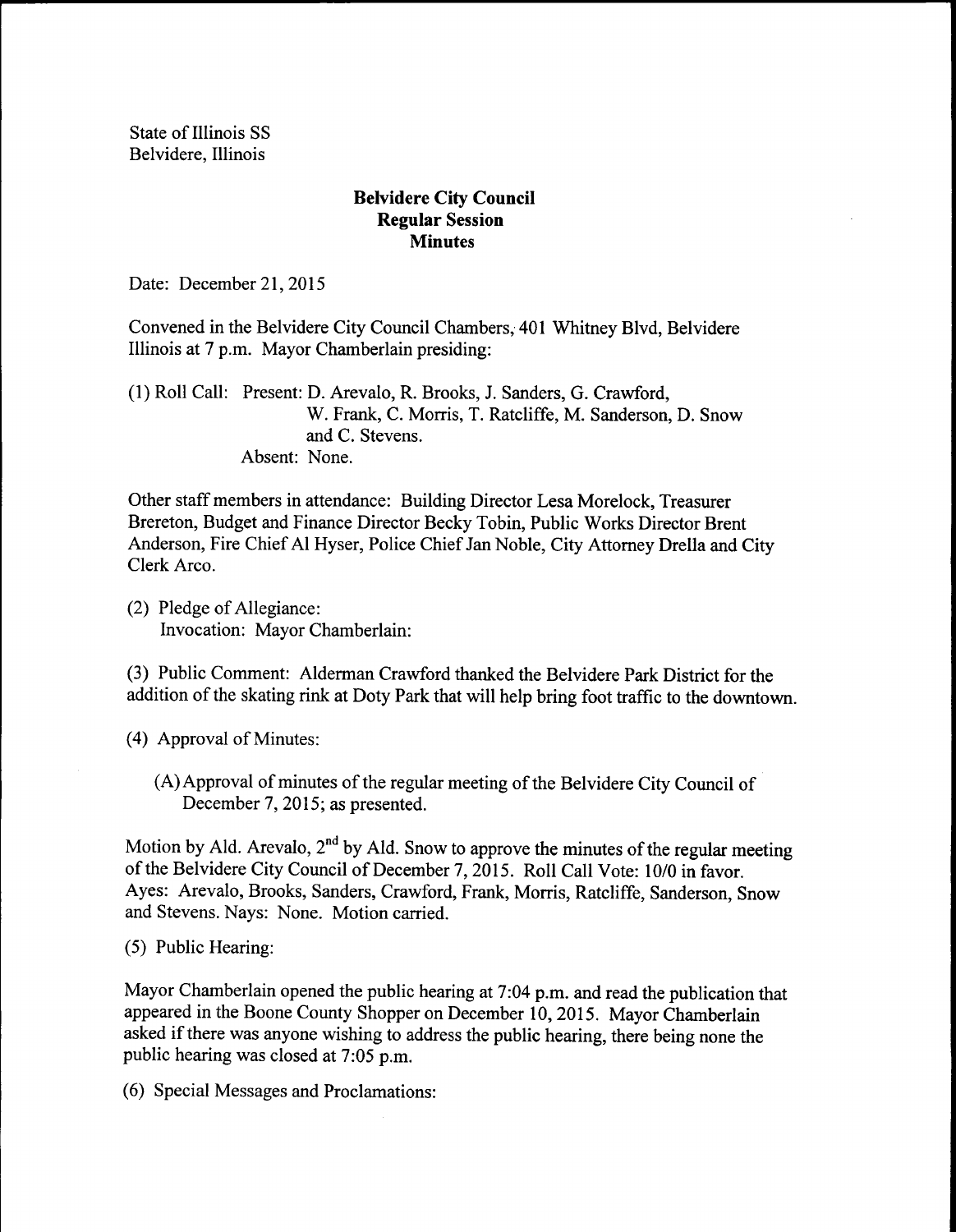State of Illinois SS
Belvidere, Illinois

**Belvidere City Council**
**Regular Session**
**Minutes**

Date: December 21, 2015

Convened in the Belvidere City Council Chambers, 401 Whitney Blvd, Belvidere Illinois at 7 p.m. Mayor Chamberlain presiding:

(1) Roll Call: Present: D. Arevalo, R. Brooks, J. Sanders, G. Crawford, W. Frank, C. Morris, T. Ratcliffe, M. Sanderson, D. Snow and C. Stevens.
Absent: None.

Other staff members in attendance: Building Director Lesa Morelock, Treasurer Brereton, Budget and Finance Director Becky Tobin, Public Works Director Brent Anderson, Fire Chief Al Hyser, Police Chief Jan Noble, City Attorney Drella and City Clerk Arco.

(2) Pledge of Allegiance:
Invocation: Mayor Chamberlain:

(3) Public Comment: Alderman Crawford thanked the Belvidere Park District for the addition of the skating rink at Doty Park that will help bring foot traffic to the downtown.

(4) Approval of Minutes:

(A) Approval of minutes of the regular meeting of the Belvidere City Council of December 7, 2015; as presented.

Motion by Ald. Arevalo, 2nd by Ald. Snow to approve the minutes of the regular meeting of the Belvidere City Council of December 7, 2015. Roll Call Vote: 10/0 in favor. Ayes: Arevalo, Brooks, Sanders, Crawford, Frank, Morris, Ratcliffe, Sanderson, Snow and Stevens. Nays: None. Motion carried.

(5) Public Hearing:

Mayor Chamberlain opened the public hearing at 7:04 p.m. and read the publication that appeared in the Boone County Shopper on December 10, 2015. Mayor Chamberlain asked if there was anyone wishing to address the public hearing, there being none the public hearing was closed at 7:05 p.m.

(6) Special Messages and Proclamations: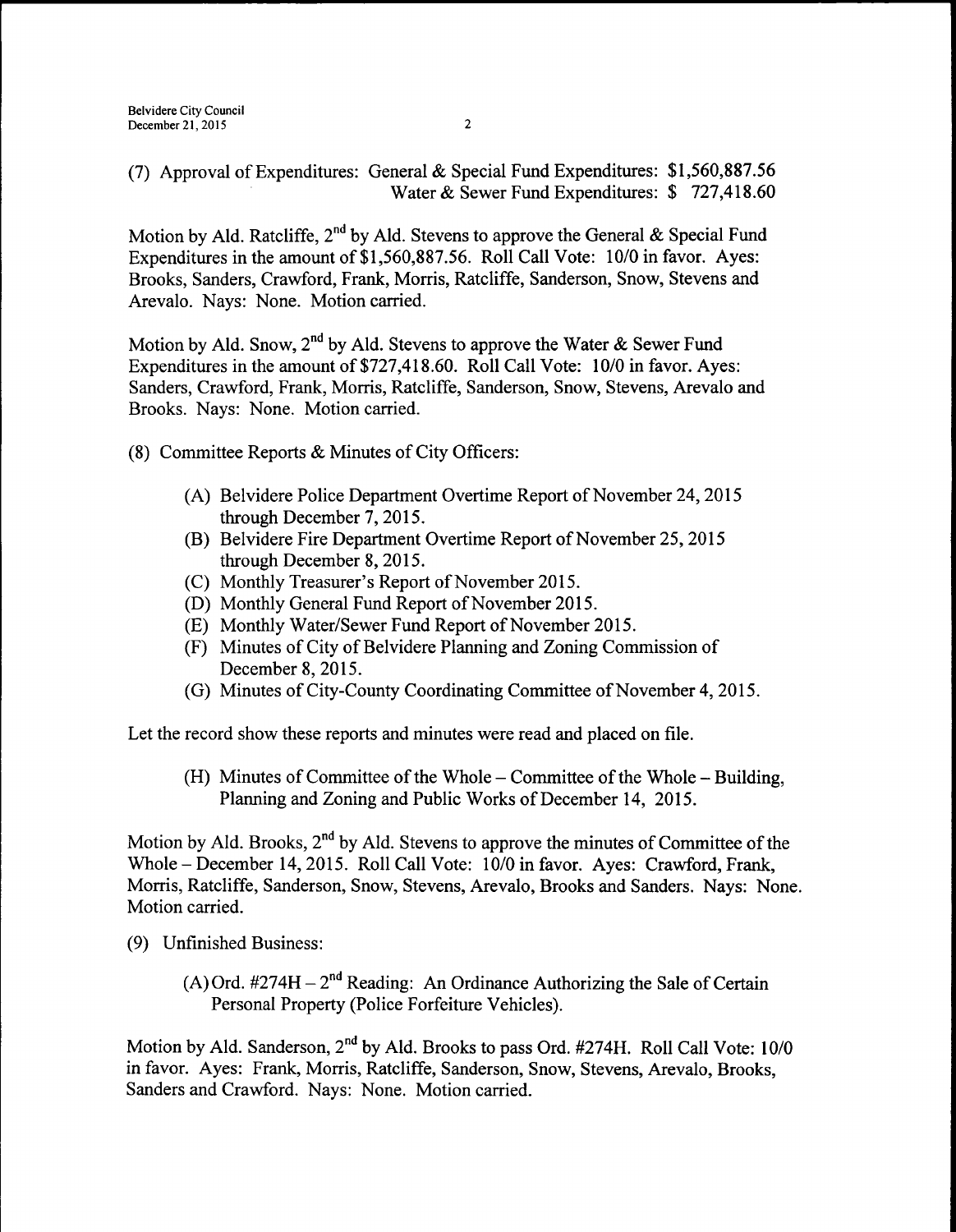(7) Approval of Expenditures: General & Special Fund Expenditures: $1,560,887.56
Water & Sewer Fund Expenditures: $ 727,418.60

Motion by Ald. Ratcliffe, 2nd by Ald. Stevens to approve the General & Special Fund Expenditures in the amount of $1,560,887.56. Roll Call Vote: 10/0 in favor. Ayes: Brooks, Sanders, Crawford, Frank, Morris, Ratcliffe, Sanderson, Snow, Stevens and Arevalo. Nays: None. Motion carried.

Motion by Ald. Snow, 2nd by Ald. Stevens to approve the Water & Sewer Fund Expenditures in the amount of $727,418.60. Roll Call Vote: 10/0 in favor. Ayes: Sanders, Crawford, Frank, Morris, Ratcliffe, Sanderson, Snow, Stevens, Arevalo and Brooks. Nays: None. Motion carried.

(8) Committee Reports & Minutes of City Officers:

(A) Belvidere Police Department Overtime Report of November 24, 2015 through December 7, 2015.
(B) Belvidere Fire Department Overtime Report of November 25, 2015 through December 8, 2015.
(C) Monthly Treasurer's Report of November 2015.
(D) Monthly General Fund Report of November 2015.
(E) Monthly Water/Sewer Fund Report of November 2015.
(F) Minutes of City of Belvidere Planning and Zoning Commission of December 8, 2015.
(G) Minutes of City-County Coordinating Committee of November 4, 2015.

Let the record show these reports and minutes were read and placed on file.

(H) Minutes of Committee of the Whole – Committee of the Whole – Building, Planning and Zoning and Public Works of December 14, 2015.

Motion by Ald. Brooks, 2nd by Ald. Stevens to approve the minutes of Committee of the Whole – December 14, 2015. Roll Call Vote: 10/0 in favor. Ayes: Crawford, Frank, Morris, Ratcliffe, Sanderson, Snow, Stevens, Arevalo, Brooks and Sanders. Nays: None. Motion carried.

(9) Unfinished Business:

(A) Ord. #274H – 2nd Reading: An Ordinance Authorizing the Sale of Certain Personal Property (Police Forfeiture Vehicles).

Motion by Ald. Sanderson, 2nd by Ald. Brooks to pass Ord. #274H. Roll Call Vote: 10/0 in favor. Ayes: Frank, Morris, Ratcliffe, Sanderson, Snow, Stevens, Arevalo, Brooks, Sanders and Crawford. Nays: None. Motion carried.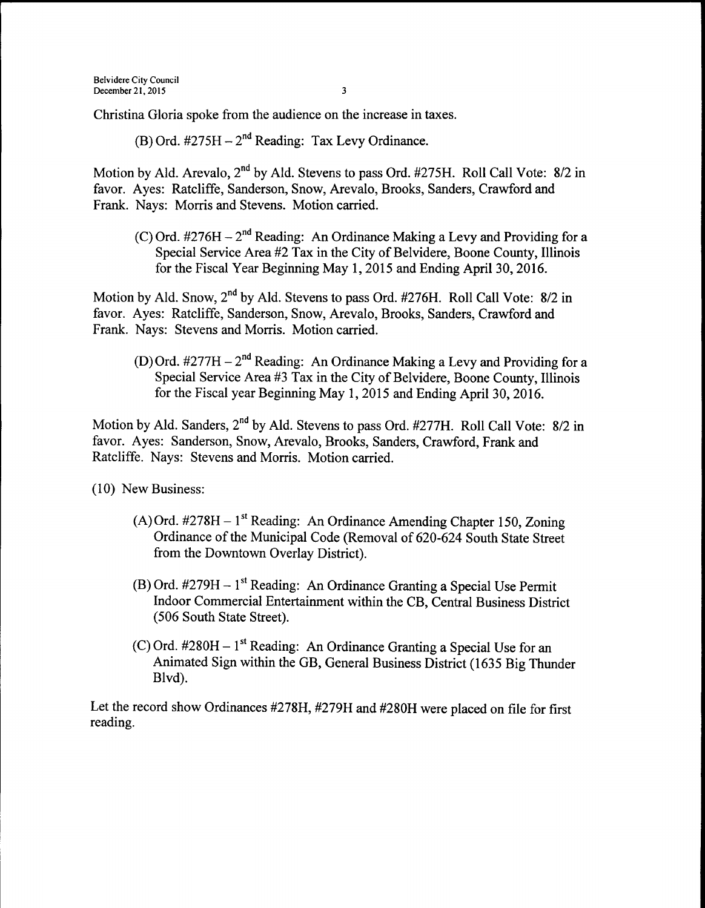Christina Gloria spoke from the audience on the increase in taxes.

(B) Ord. #275H – 2nd Reading: Tax Levy Ordinance.

Motion by Ald. Arevalo, 2nd by Ald. Stevens to pass Ord. #275H. Roll Call Vote: 8/2 in favor. Ayes: Ratcliffe, Sanderson, Snow, Arevalo, Brooks, Sanders, Crawford and Frank. Nays: Morris and Stevens. Motion carried.

(C) Ord. #276H – 2nd Reading: An Ordinance Making a Levy and Providing for a Special Service Area #2 Tax in the City of Belvidere, Boone County, Illinois for the Fiscal Year Beginning May 1, 2015 and Ending April 30, 2016.

Motion by Ald. Snow, 2nd by Ald. Stevens to pass Ord. #276H. Roll Call Vote: 8/2 in favor. Ayes: Ratcliffe, Sanderson, Snow, Arevalo, Brooks, Sanders, Crawford and Frank. Nays: Stevens and Morris. Motion carried.

(D) Ord. #277H – 2nd Reading: An Ordinance Making a Levy and Providing for a Special Service Area #3 Tax in the City of Belvidere, Boone County, Illinois for the Fiscal year Beginning May 1, 2015 and Ending April 30, 2016.

Motion by Ald. Sanders, 2nd by Ald. Stevens to pass Ord. #277H. Roll Call Vote: 8/2 in favor. Ayes: Sanderson, Snow, Arevalo, Brooks, Sanders, Crawford, Frank and Ratcliffe. Nays: Stevens and Morris. Motion carried.

(10) New Business:

(A) Ord. #278H – 1st Reading: An Ordinance Amending Chapter 150, Zoning Ordinance of the Municipal Code (Removal of 620-624 South State Street from the Downtown Overlay District).

(B) Ord. #279H – 1st Reading: An Ordinance Granting a Special Use Permit Indoor Commercial Entertainment within the CB, Central Business District (506 South State Street).

(C) Ord. #280H – 1st Reading: An Ordinance Granting a Special Use for an Animated Sign within the GB, General Business District (1635 Big Thunder Blvd).

Let the record show Ordinances #278H, #279H and #280H were placed on file for first reading.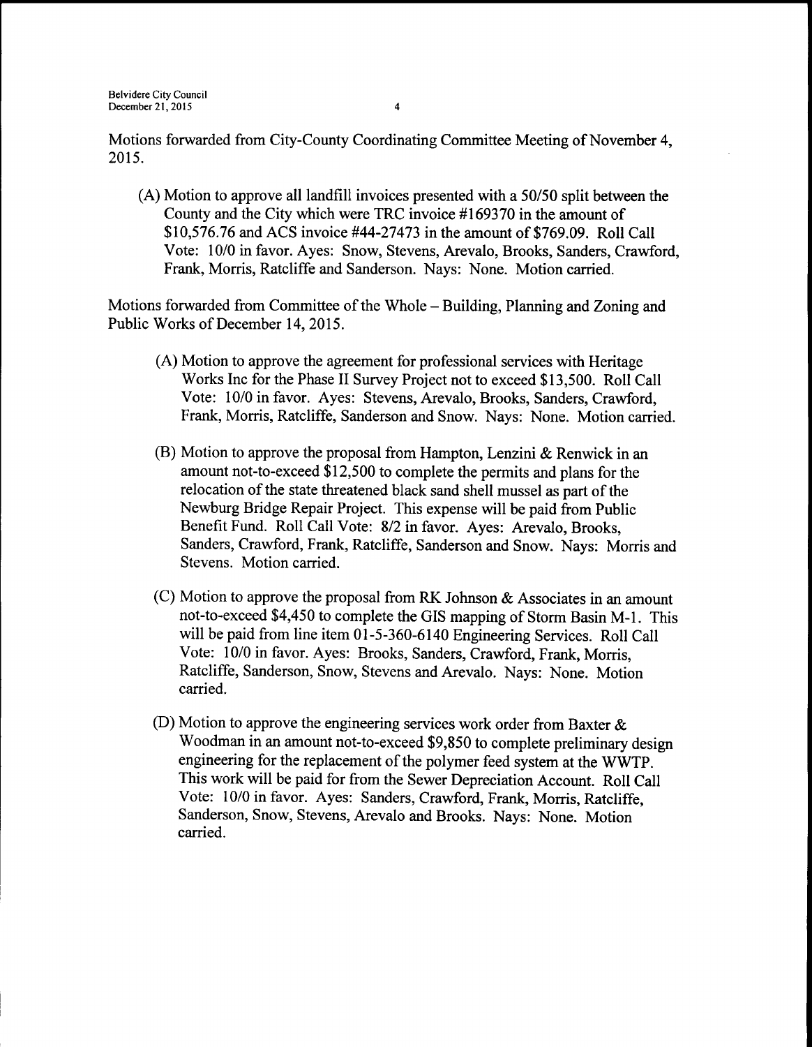Motions forwarded from City-County Coordinating Committee Meeting of November 4, 2015.

(A) Motion to approve all landfill invoices presented with a 50/50 split between the County and the City which were TRC invoice #169370 in the amount of $10,576.76 and ACS invoice #44-27473 in the amount of $769.09. Roll Call Vote: 10/0 in favor. Ayes: Snow, Stevens, Arevalo, Brooks, Sanders, Crawford, Frank, Morris, Ratcliffe and Sanderson. Nays: None. Motion carried.

Motions forwarded from Committee of the Whole – Building, Planning and Zoning and Public Works of December 14, 2015.

(A) Motion to approve the agreement for professional services with Heritage Works Inc for the Phase II Survey Project not to exceed $13,500. Roll Call Vote: 10/0 in favor. Ayes: Stevens, Arevalo, Brooks, Sanders, Crawford, Frank, Morris, Ratcliffe, Sanderson and Snow. Nays: None. Motion carried.

(B) Motion to approve the proposal from Hampton, Lenzini & Renwick in an amount not-to-exceed $12,500 to complete the permits and plans for the relocation of the state threatened black sand shell mussel as part of the Newburg Bridge Repair Project. This expense will be paid from Public Benefit Fund. Roll Call Vote: 8/2 in favor. Ayes: Arevalo, Brooks, Sanders, Crawford, Frank, Ratcliffe, Sanderson and Snow. Nays: Morris and Stevens. Motion carried.

(C) Motion to approve the proposal from RK Johnson & Associates in an amount not-to-exceed $4,450 to complete the GIS mapping of Storm Basin M-1. This will be paid from line item 01-5-360-6140 Engineering Services. Roll Call Vote: 10/0 in favor. Ayes: Brooks, Sanders, Crawford, Frank, Morris, Ratcliffe, Sanderson, Snow, Stevens and Arevalo. Nays: None. Motion carried.

(D) Motion to approve the engineering services work order from Baxter & Woodman in an amount not-to-exceed $9,850 to complete preliminary design engineering for the replacement of the polymer feed system at the WWTP. This work will be paid for from the Sewer Depreciation Account. Roll Call Vote: 10/0 in favor. Ayes: Sanders, Crawford, Frank, Morris, Ratcliffe, Sanderson, Snow, Stevens, Arevalo and Brooks. Nays: None. Motion carried.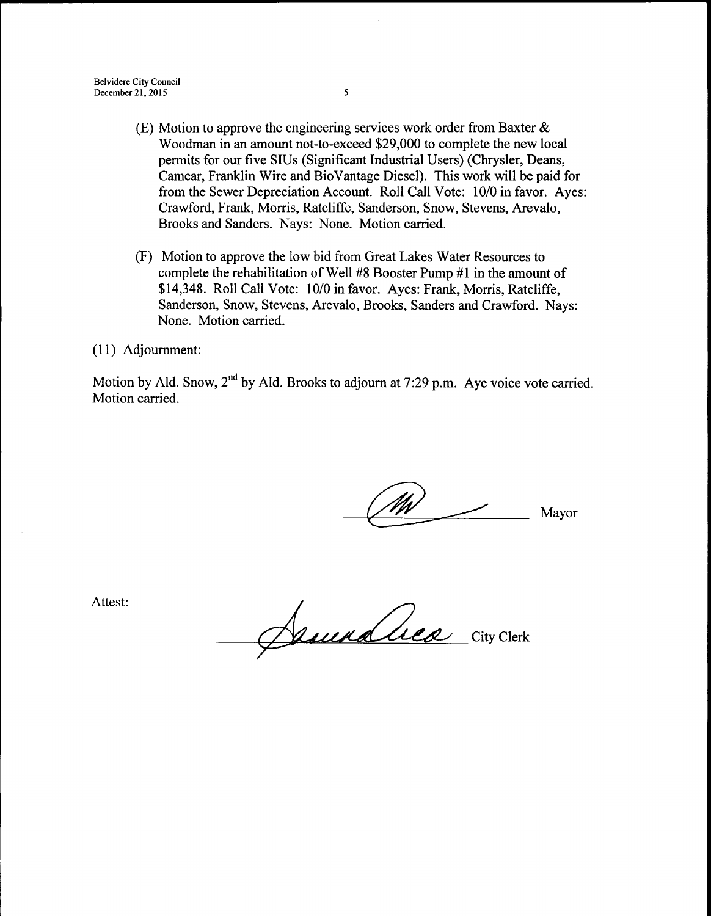(E) Motion to approve the engineering services work order from Baxter & Woodman in an amount not-to-exceed $29,000 to complete the new local permits for our five SIUs (Significant Industrial Users) (Chrysler, Deans, Camcar, Franklin Wire and BioVantage Diesel). This work will be paid for from the Sewer Depreciation Account. Roll Call Vote: 10/0 in favor. Ayes: Crawford, Frank, Morris, Ratcliffe, Sanderson, Snow, Stevens, Arevalo, Brooks and Sanders. Nays: None. Motion carried.

(F) Motion to approve the low bid from Great Lakes Water Resources to complete the rehabilitation of Well #8 Booster Pump #1 in the amount of $14,348. Roll Call Vote: 10/0 in favor. Ayes: Frank, Morris, Ratcliffe, Sanderson, Snow, Stevens, Arevalo, Brooks, Sanders and Crawford. Nays: None. Motion carried.

(11) Adjournment:

Motion by Ald. Snow, 2nd by Ald. Brooks to adjourn at 7:29 p.m. Aye voice vote carried. Motion carried.

\_\_\_\_\_\_\_\_\_\_\_\_\_\_\_\_\_\_\_\_ Mayor

Attest:

\_\_\_\_\_\_\_\_\_\_\_\_\_\_\_\_\_\_\_\_ City Clerk